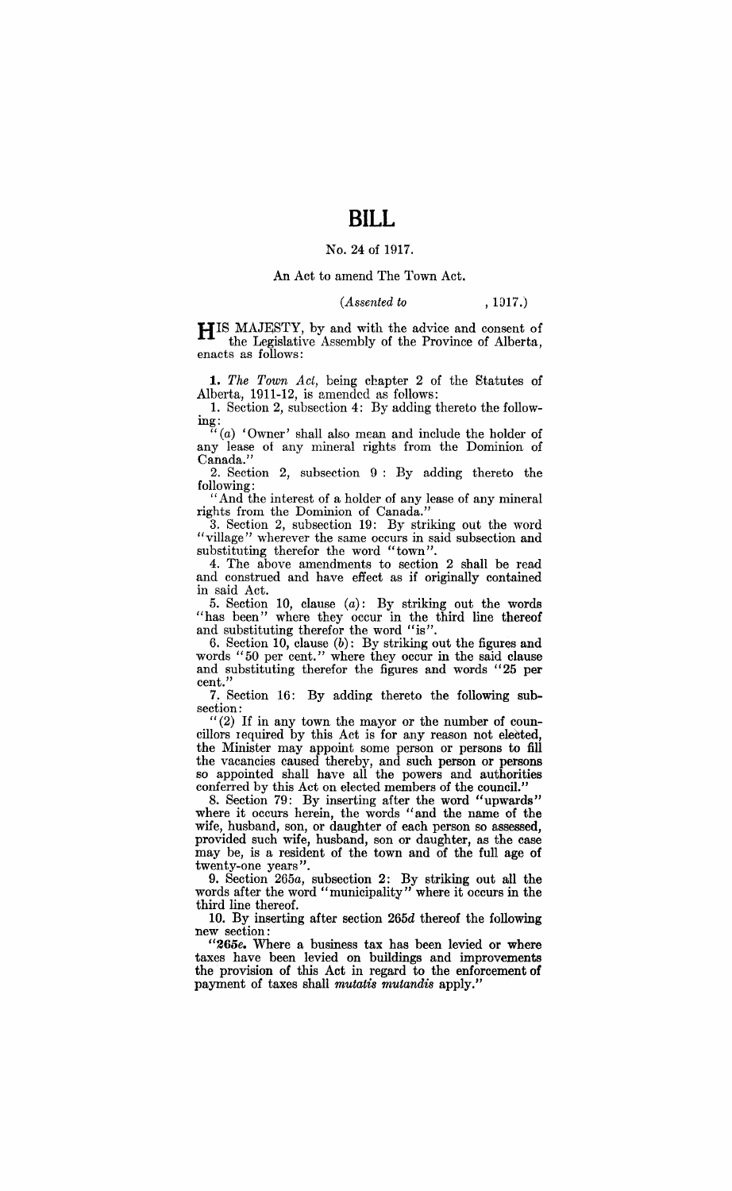# BILL

No. 24 of 1917.

An Act to amend The Town Act.

(*Assented to* , 1917.)

HIS MAJESTY, by and with the advice and consent of the Legislative Assembly of the Province of Alberta, enacts as follows:

**1.** *The Town Act*, being chapter 2 of the Statutes of Alberta, 1911-12, is amended as follows:

1. Section 2, subsection 4: By adding thereto the following:

"(*a*) 'Owner' shall also mean and include the holder of any lease of any mineral rights from the Dominion of Canada."

2. Section 2, subsection 9: By adding thereto the following:

"And the interest of a holder of any lease of any mineral rights from the Dominion of Canada."

3. Section 2, subsection 19: By striking out the word "village" wherever the same occurs in said subsection and substituting therefor the word "town".

4. The above amendments to section 2 shall be read and construed and have effect as if originally contained in said Act.

5. Section 10, clause (*a*): By striking out the words "has been" where they occur in the third line thereof and substituting therefor the word "is".

6. Section 10, clause (*b*): By striking out the figures and words "50 per cent." where they occur in the said clause and substituting therefor the figures and words "25 per cent."

7. Section 16: By adding thereto the following subsection:

"(2) If in any town the mayor or the number of councillors required by this Act is for any reason not elected, the Minister may appoint some person or persons to fill the vacancies caused thereby, and such person or persons so appointed shall have all the powers and authorities conferred by this Act on elected members of the council."

8. Section 79: By inserting after the word "upwards" where it occurs herein, the words "and the name of the wife, husband, son, or daughter of each person so assessed, provided such wife, husband, son or daughter, as the case may be, is a resident of the town and of the full age of twenty-one years".

9. Section 265*a*, subsection 2: By striking out all the words after the word "municipality" where it occurs in the third line thereof.

10. By inserting after section 265*d* thereof the following new section:

"**265*e*.** Where a business tax has been levied or where taxes have been levied on buildings and improvements the provision of this Act in regard to the enforcement of payment of taxes shall *mutatis mutandis* apply."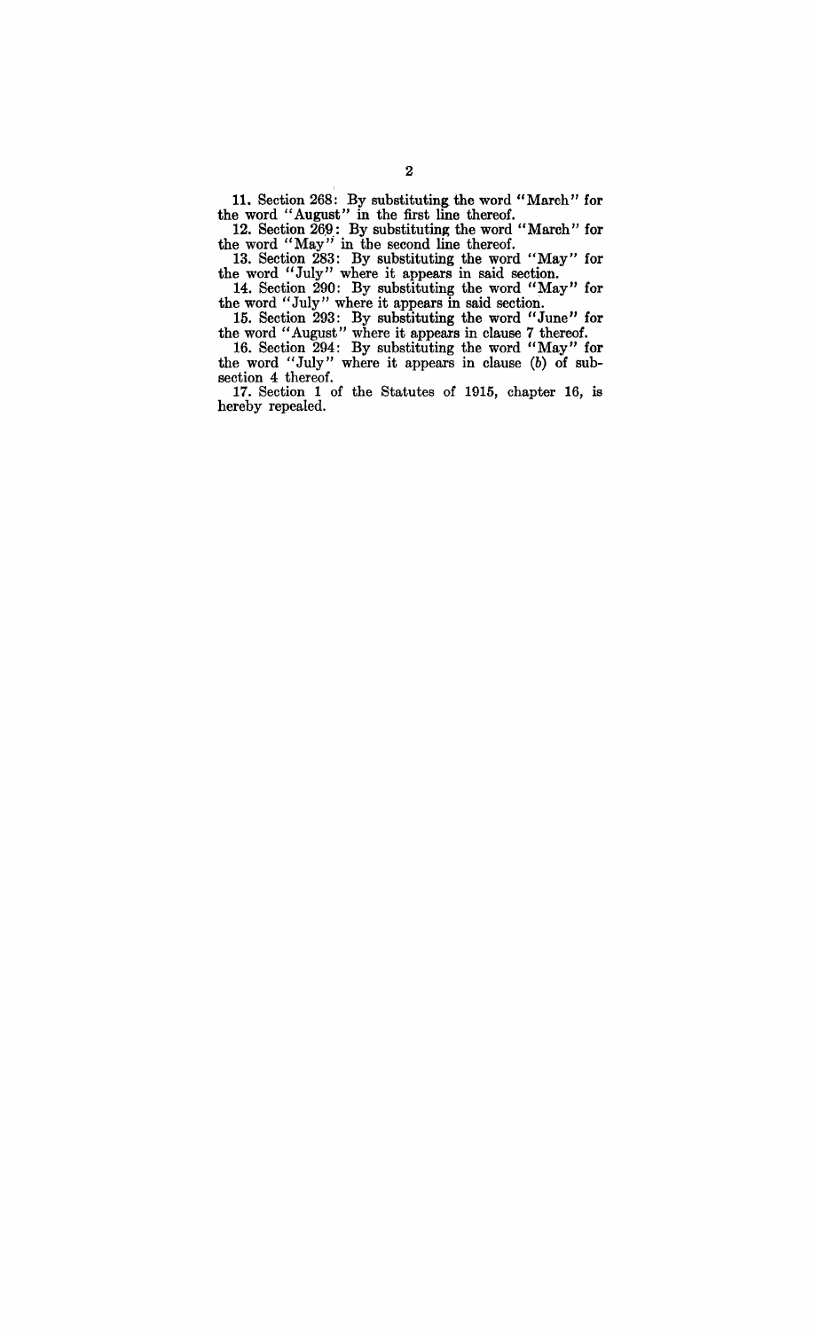11. Section 268: By substituting the word "March" for the word "August" in the first line thereof.

12. Section 269: By substituting the word "March" for the word "May" in the second line thereof.

13. Section 283: By substituting the word "May" for the word "July" where it appears in said section.

14. Section 290: By substituting the word "May" for the word "July" where it appears in said section.

15. Section 293: By substituting the word "June" for the word "August" where it appears in clause 7 thereof.

16. Section 294: By substituting the word "May" for the word "July" where it appears in clause (*b*) of subsection 4 thereof.

17. Section 1 of the Statutes of 1915, chapter 16, is hereby repealed.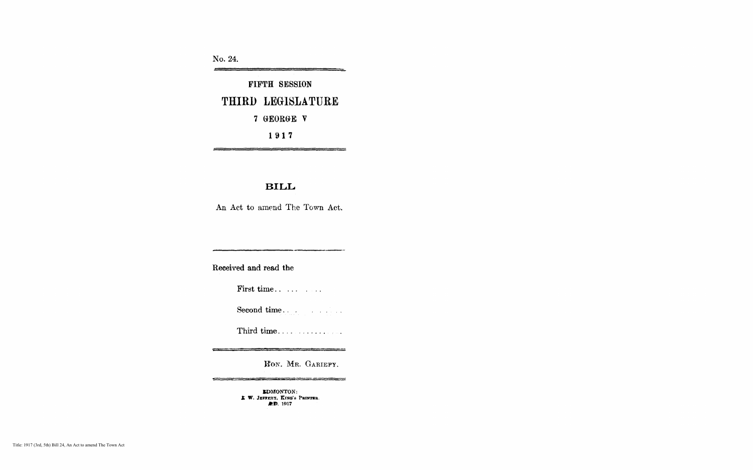No. 24.

FIFTH SESSION

THIRD LEGISLATURE

7 GEORGE V

1917

# BILL

An Act to amend The Town Act.

Received and read the

First time........

Second time..........

Third time..............

HON. MR. GARIEPY.

EDMONTON:
J. W. JEFFERY, KING'S PRINTER.
A.D. 1917

Title: 1917 (3rd, 5th) Bill 24, An Act to amend The Town Act